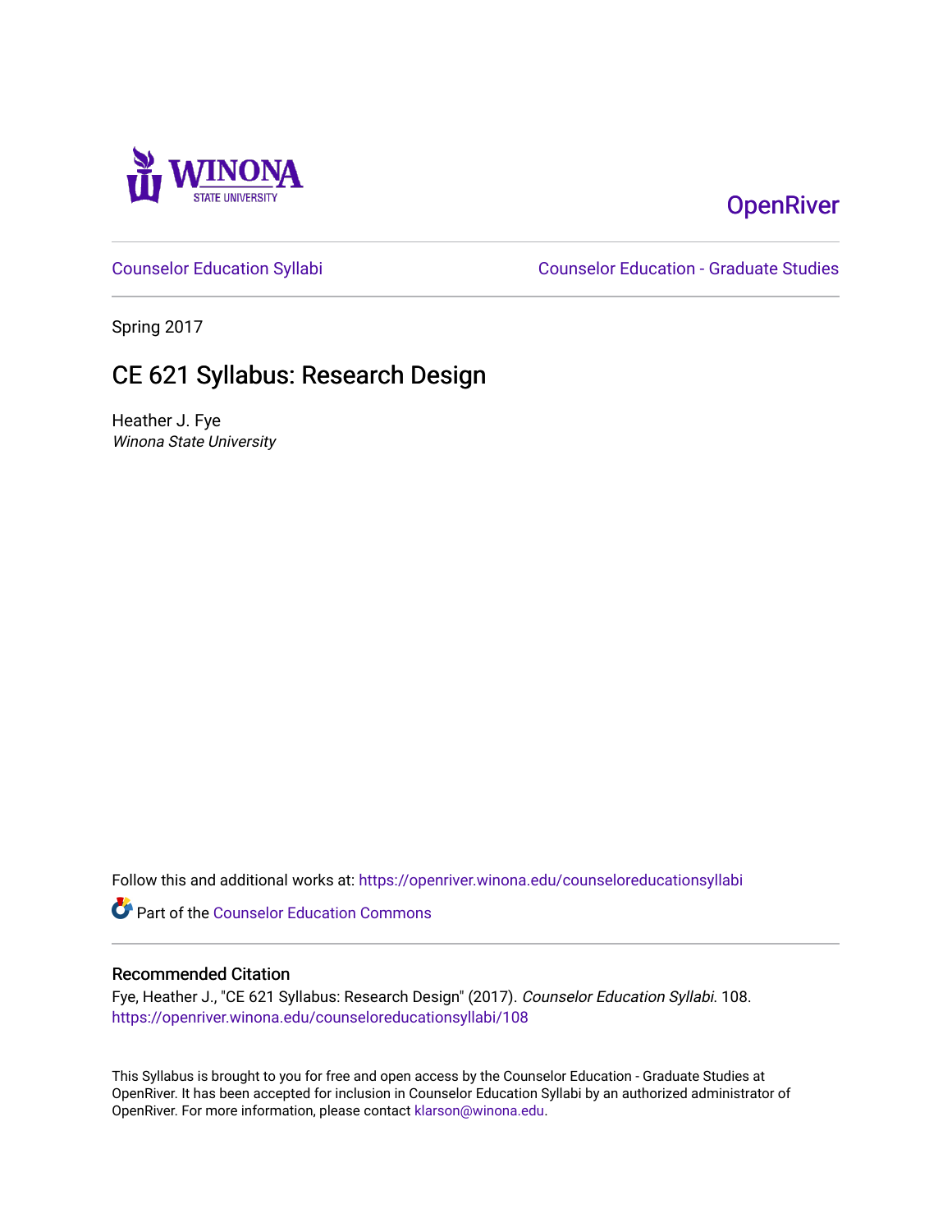Winona State University

OpenRiver

Counselor Education Syllabi

Counselor Education - Graduate Studies

Spring 2017

# CE 621 Syllabus: Research Design

Heather J. Fye
*Winona State University*

Follow this and additional works at: https://openriver.winona.edu/counseloreducationsyllabi

Part of the Counselor Education Commons

## Recommended Citation

Fye, Heather J., "CE 621 Syllabus: Research Design" (2017). *Counselor Education Syllabi*. 108.
https://openriver.winona.edu/counseloreducationsyllabi/108

This Syllabus is brought to you for free and open access by the Counselor Education - Graduate Studies at OpenRiver. It has been accepted for inclusion in Counselor Education Syllabi by an authorized administrator of OpenRiver. For more information, please contact klarson@winona.edu.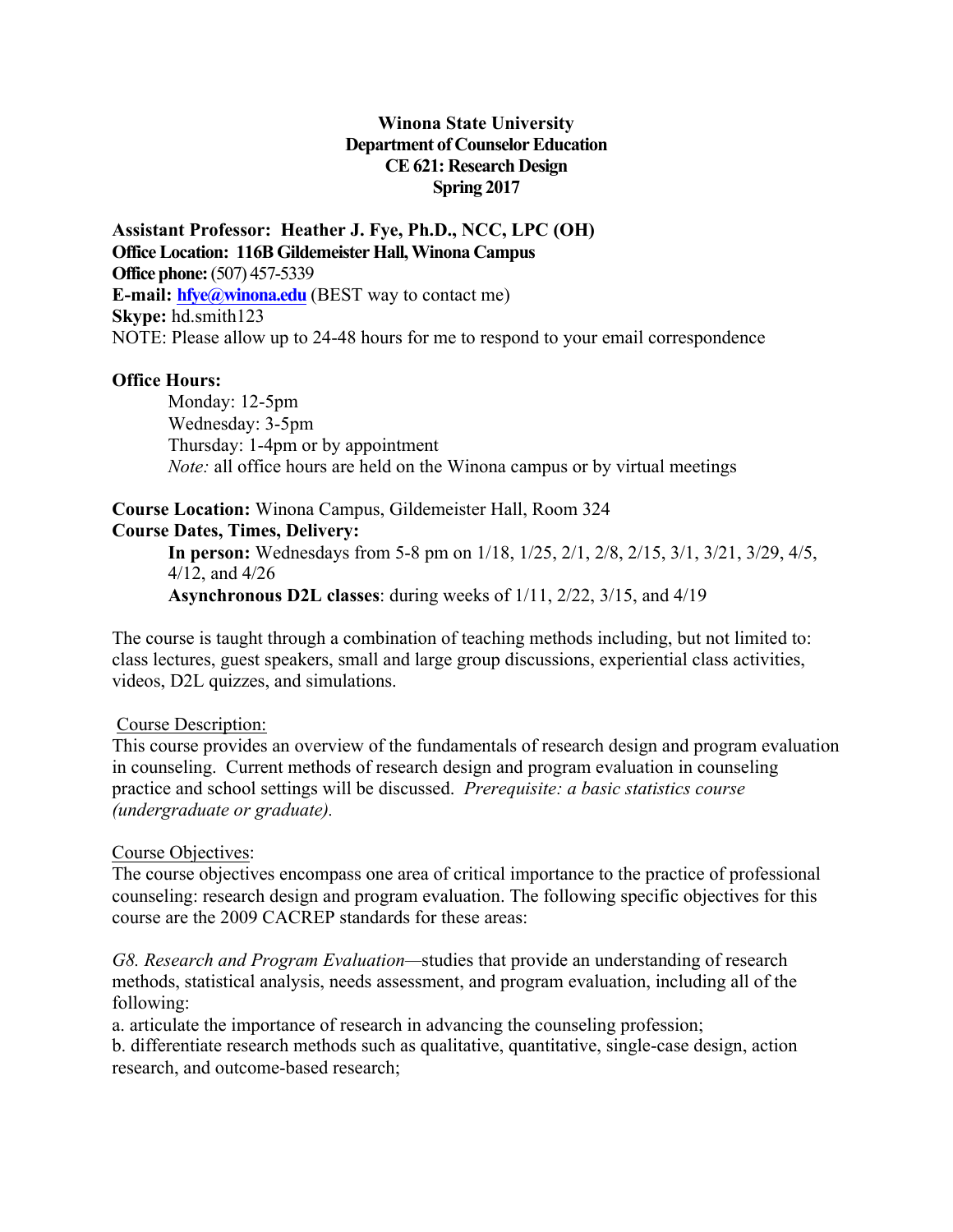**Winona State University**
**Department of Counselor Education**
**CE 621: Research Design**
**Spring 2017**

**Assistant Professor: Heather J. Fye, Ph.D., NCC, LPC (OH)**
**Office Location: 116B Gildemeister Hall, Winona Campus**
**Office phone:** (507) 457-5339
**E-mail:** **hfye@winona.edu** (BEST way to contact me)
**Skype:** hd.smith123
NOTE: Please allow up to 24-48 hours for me to respond to your email correspondence

**Office Hours:**

Monday: 12-5pm
Wednesday: 3-5pm
Thursday: 1-4pm or by appointment
*Note:* all office hours are held on the Winona campus or by virtual meetings

**Course Location:** Winona Campus, Gildemeister Hall, Room 324
**Course Dates, Times, Delivery:**

**In person:** Wednesdays from 5-8 pm on 1/18, 1/25, 2/1, 2/8, 2/15, 3/1, 3/21, 3/29, 4/5, 4/12, and 4/26
**Asynchronous D2L classes**: during weeks of 1/11, 2/22, 3/15, and 4/19

The course is taught through a combination of teaching methods including, but not limited to: class lectures, guest speakers, small and large group discussions, experiential class activities, videos, D2L quizzes, and simulations.

Course Description:
This course provides an overview of the fundamentals of research design and program evaluation in counseling. Current methods of research design and program evaluation in counseling practice and school settings will be discussed. *Prerequisite: a basic statistics course (undergraduate or graduate).*

Course Objectives:
The course objectives encompass one area of critical importance to the practice of professional counseling: research design and program evaluation. The following specific objectives for this course are the 2009 CACREP standards for these areas:

*G8. Research and Program Evaluation*—studies that provide an understanding of research methods, statistical analysis, needs assessment, and program evaluation, including all of the following:

a. articulate the importance of research in advancing the counseling profession;
b. differentiate research methods such as qualitative, quantitative, single-case design, action research, and outcome-based research;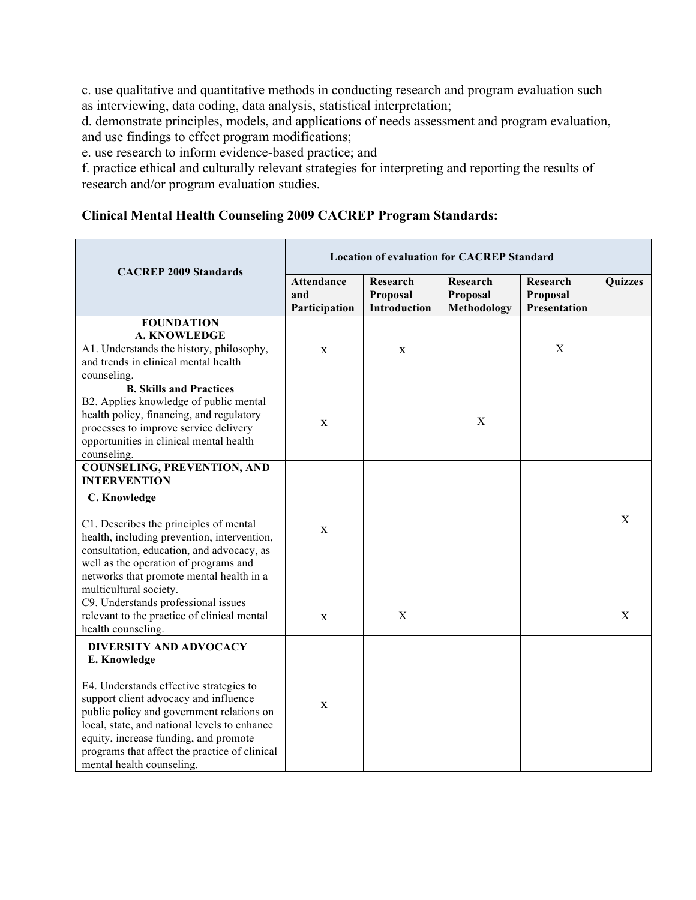c. use qualitative and quantitative methods in conducting research and program evaluation such as interviewing, data coding, data analysis, statistical interpretation;
d. demonstrate principles, models, and applications of needs assessment and program evaluation, and use findings to effect program modifications;
e. use research to inform evidence-based practice; and
f. practice ethical and culturally relevant strategies for interpreting and reporting the results of research and/or program evaluation studies.

**Clinical Mental Health Counseling 2009 CACREP Program Standards:**

| CACREP 2009 Standards | Location of evaluation for CACREP Standard | | | | |
|---|---|---|---|---|---|
| | **Attendance and Participation** | **Research Proposal Introduction** | **Research Proposal Methodology** | **Research Proposal Presentation** | **Quizzes** |
| **FOUNDATION** **A. KNOWLEDGE** A1. Understands the history, philosophy, and trends in clinical mental health counseling. | x | x | | X | |
| **B. Skills and Practices** B2. Applies knowledge of public mental health policy, financing, and regulatory processes to improve service delivery opportunities in clinical mental health counseling. | x | | X | | |
| **COUNSELING, PREVENTION, AND INTERVENTION** **C. Knowledge** C1. Describes the principles of mental health, including prevention, intervention, consultation, education, and advocacy, as well as the operation of programs and networks that promote mental health in a multicultural society. | x | | | | X |
| C9. Understands professional issues relevant to the practice of clinical mental health counseling. | x | X | | | X |
| **DIVERSITY AND ADVOCACY** **E. Knowledge** E4. Understands effective strategies to support client advocacy and influence public policy and government relations on local, state, and national levels to enhance equity, increase funding, and promote programs that affect the practice of clinical mental health counseling. | x | | | | |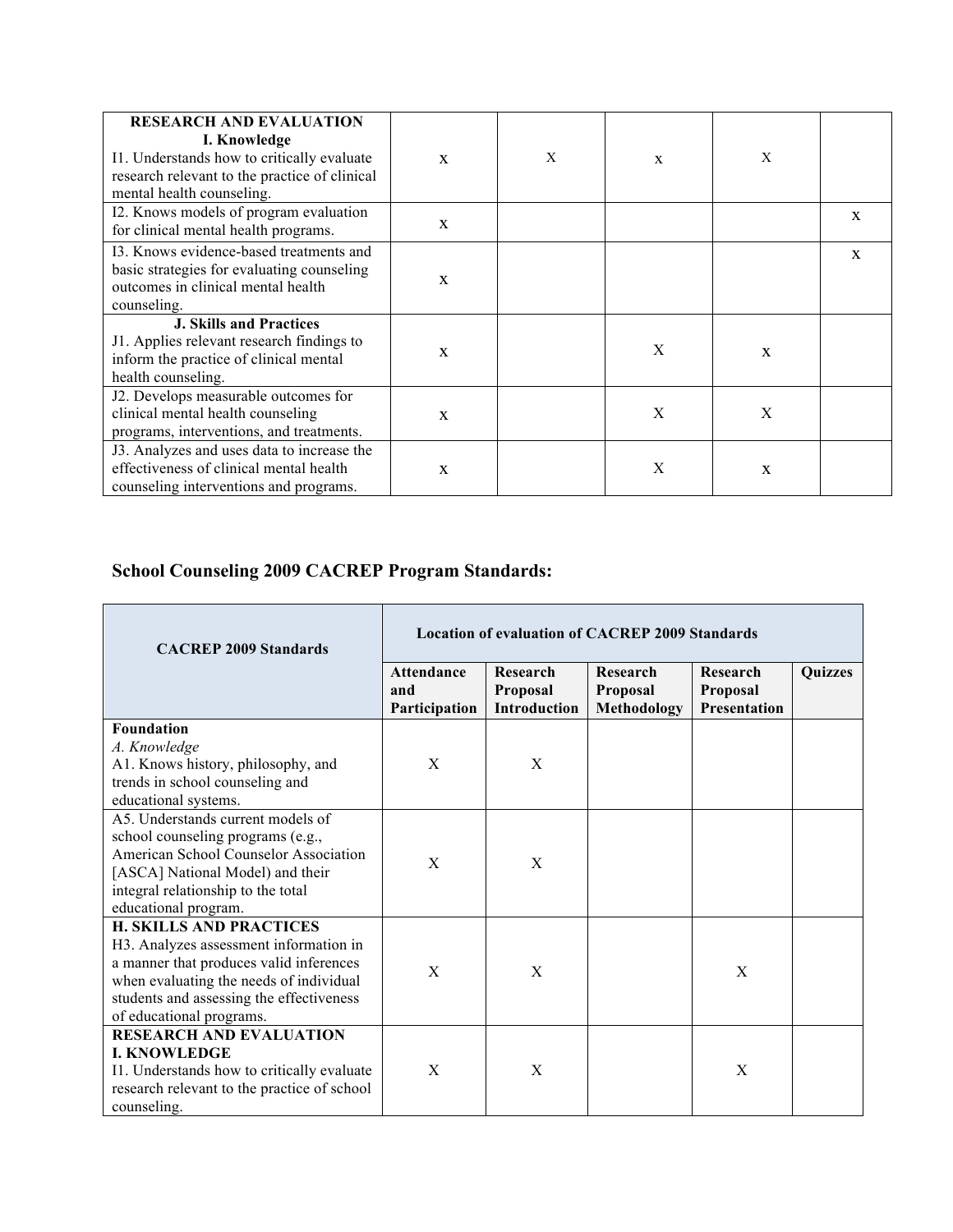| RESEARCH AND EVALUATION<br>I. Knowledge<br>I1. Understands how to critically evaluate research relevant to the practice of clinical mental health counseling. | x | X | x | X | |
|---|---|---|---|---|---|
| I2. Knows models of program evaluation for clinical mental health programs. | x | | | | x |
| I3. Knows evidence-based treatments and basic strategies for evaluating counseling outcomes in clinical mental health counseling. | x | | | | x |
| J. Skills and Practices<br>J1. Applies relevant research findings to inform the practice of clinical mental health counseling. | x | | X | x | |
| J2. Develops measurable outcomes for clinical mental health counseling programs, interventions, and treatments. | x | | X | X | |
| J3. Analyzes and uses data to increase the effectiveness of clinical mental health counseling interventions and programs. | x | | X | x | |

## School Counseling 2009 CACREP Program Standards:

| CACREP 2009 Standards | Location of evaluation of CACREP 2009 Standards | | | | |
|---|---|---|---|---|---|
| | Attendance and Participation | Research Proposal Introduction | Research Proposal Methodology | Research Proposal Presentation | Quizzes |
| **Foundation**<br>*A. Knowledge*<br>A1. Knows history, philosophy, and trends in school counseling and educational systems. | X | X | | | |
| A5. Understands current models of school counseling programs (e.g., American School Counselor Association [ASCA] National Model) and their integral relationship to the total educational program. | X | X | | | |
| **H. SKILLS AND PRACTICES**<br>H3. Analyzes assessment information in a manner that produces valid inferences when evaluating the needs of individual students and assessing the effectiveness of educational programs. | X | X | | X | |
| **RESEARCH AND EVALUATION**<br>**I. KNOWLEDGE**<br>I1. Understands how to critically evaluate research relevant to the practice of school counseling. | X | X | | X | |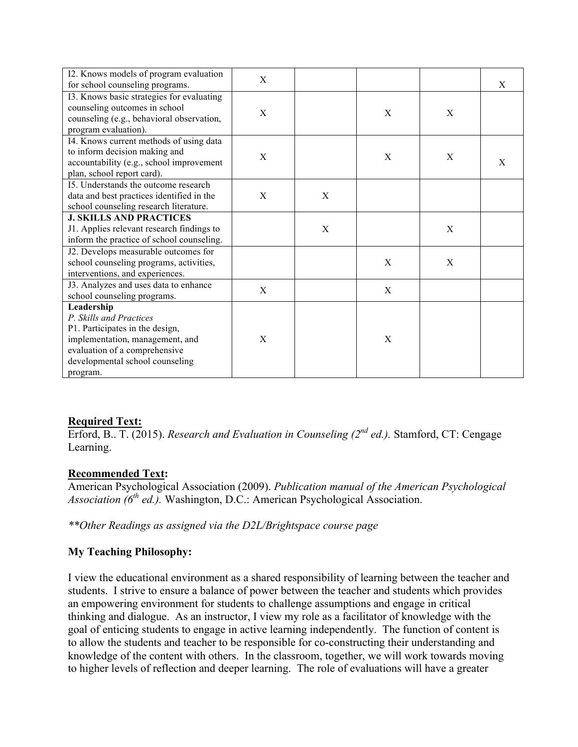| | | | | | |
|---|---|---|---|---|---|
| I2. Knows models of program evaluation for school counseling programs. | X | | | | X |
| I3. Knows basic strategies for evaluating counseling outcomes in school counseling (e.g., behavioral observation, program evaluation). | X | | X | X | |
| I4. Knows current methods of using data to inform decision making and accountability (e.g., school improvement plan, school report card). | X | | X | X | X |
| I5. Understands the outcome research data and best practices identified in the school counseling research literature. | X | X | | | |
| **J. SKILLS AND PRACTICES** J1. Applies relevant research findings to inform the practice of school counseling. | | X | | X | |
| J2. Develops measurable outcomes for school counseling programs, activities, interventions, and experiences. | | | X | X | |
| J3. Analyzes and uses data to enhance school counseling programs. | X | | X | | |
| **Leadership** *P. Skills and Practices* P1. Participates in the design, implementation, management, and evaluation of a comprehensive developmental school counseling program. | X | | X | | |

**Required Text:**

Erford, B.. T. (2015). *Research and Evaluation in Counseling (2nd ed.).* Stamford, CT: Cengage Learning.

**Recommended Text:**

American Psychological Association (2009). *Publication manual of the American Psychological Association (6th ed.).* Washington, D.C.: American Psychological Association.

*\*\*Other Readings as assigned via the D2L/Brightspace course page*

**My Teaching Philosophy:**

I view the educational environment as a shared responsibility of learning between the teacher and students. I strive to ensure a balance of power between the teacher and students which provides an empowering environment for students to challenge assumptions and engage in critical thinking and dialogue. As an instructor, I view my role as a facilitator of knowledge with the goal of enticing students to engage in active learning independently. The function of content is to allow the students and teacher to be responsible for co-constructing their understanding and knowledge of the content with others. In the classroom, together, we will work towards moving to higher levels of reflection and deeper learning. The role of evaluations will have a greater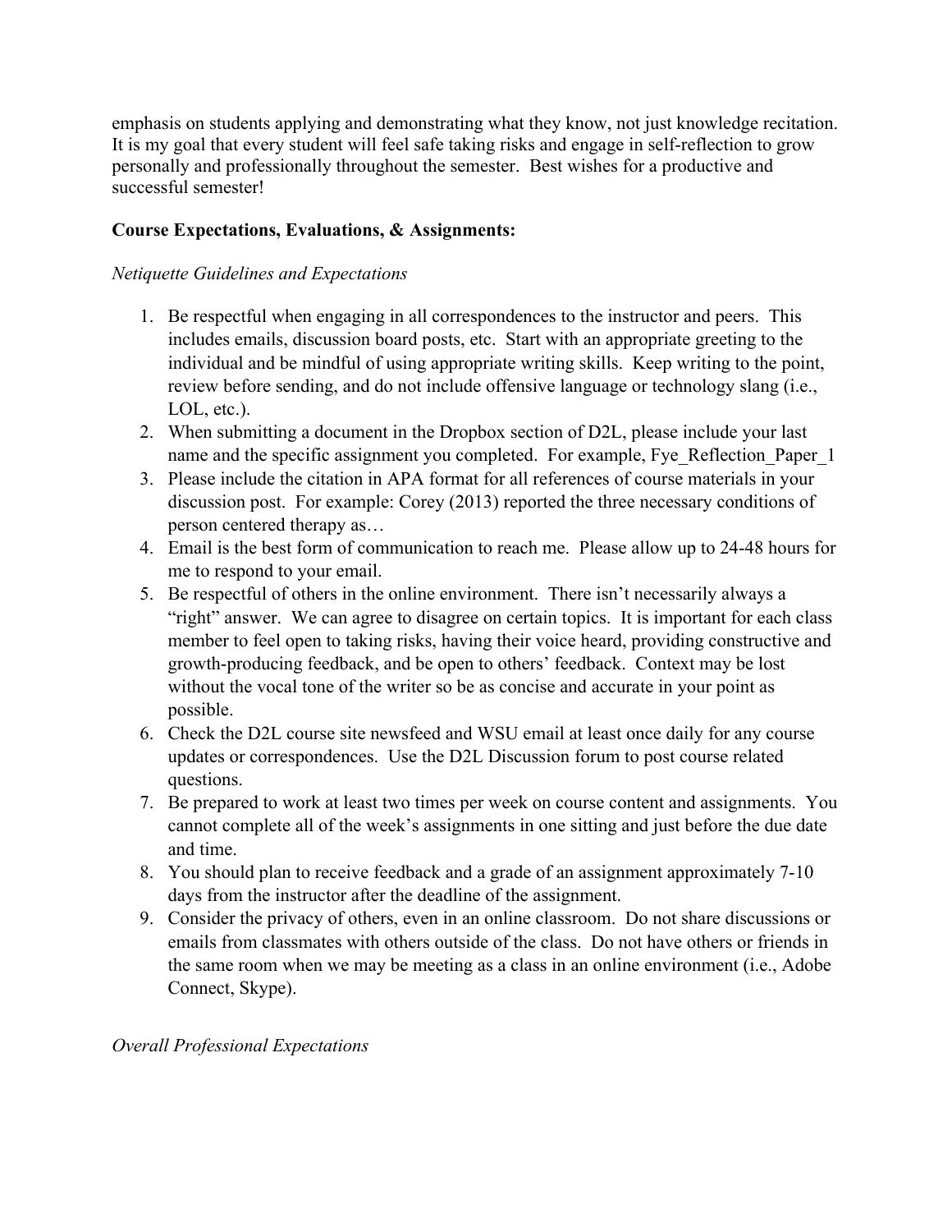emphasis on students applying and demonstrating what they know, not just knowledge recitation. It is my goal that every student will feel safe taking risks and engage in self-reflection to grow personally and professionally throughout the semester. Best wishes for a productive and successful semester!

**Course Expectations, Evaluations, & Assignments:**

*Netiquette Guidelines and Expectations*

1. Be respectful when engaging in all correspondences to the instructor and peers. This includes emails, discussion board posts, etc. Start with an appropriate greeting to the individual and be mindful of using appropriate writing skills. Keep writing to the point, review before sending, and do not include offensive language or technology slang (i.e., LOL, etc.).
2. When submitting a document in the Dropbox section of D2L, please include your last name and the specific assignment you completed. For example, Fye_Reflection_Paper_1
3. Please include the citation in APA format for all references of course materials in your discussion post. For example: Corey (2013) reported the three necessary conditions of person centered therapy as…
4. Email is the best form of communication to reach me. Please allow up to 24-48 hours for me to respond to your email.
5. Be respectful of others in the online environment. There isn't necessarily always a "right" answer. We can agree to disagree on certain topics. It is important for each class member to feel open to taking risks, having their voice heard, providing constructive and growth-producing feedback, and be open to others' feedback. Context may be lost without the vocal tone of the writer so be as concise and accurate in your point as possible.
6. Check the D2L course site newsfeed and WSU email at least once daily for any course updates or correspondences. Use the D2L Discussion forum to post course related questions.
7. Be prepared to work at least two times per week on course content and assignments. You cannot complete all of the week's assignments in one sitting and just before the due date and time.
8. You should plan to receive feedback and a grade of an assignment approximately 7-10 days from the instructor after the deadline of the assignment.
9. Consider the privacy of others, even in an online classroom. Do not share discussions or emails from classmates with others outside of the class. Do not have others or friends in the same room when we may be meeting as a class in an online environment (i.e., Adobe Connect, Skype).

*Overall Professional Expectations*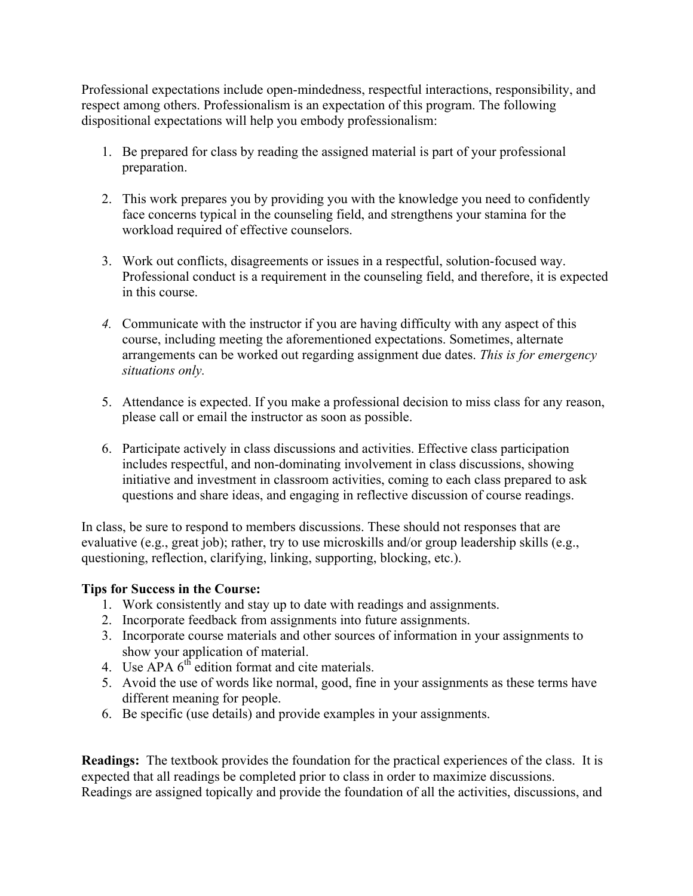Professional expectations include open-mindedness, respectful interactions, responsibility, and respect among others. Professionalism is an expectation of this program. The following dispositional expectations will help you embody professionalism:

1. Be prepared for class by reading the assigned material is part of your professional preparation.

2. This work prepares you by providing you with the knowledge you need to confidently face concerns typical in the counseling field, and strengthens your stamina for the workload required of effective counselors.

3. Work out conflicts, disagreements or issues in a respectful, solution-focused way. Professional conduct is a requirement in the counseling field, and therefore, it is expected in this course.

4. Communicate with the instructor if you are having difficulty with any aspect of this course, including meeting the aforementioned expectations. Sometimes, alternate arrangements can be worked out regarding assignment due dates. *This is for emergency situations only.*

5. Attendance is expected. If you make a professional decision to miss class for any reason, please call or email the instructor as soon as possible.

6. Participate actively in class discussions and activities. Effective class participation includes respectful, and non-dominating involvement in class discussions, showing initiative and investment in classroom activities, coming to each class prepared to ask questions and share ideas, and engaging in reflective discussion of course readings.

In class, be sure to respond to members discussions. These should not responses that are evaluative (e.g., great job); rather, try to use microskills and/or group leadership skills (e.g., questioning, reflection, clarifying, linking, supporting, blocking, etc.).

**Tips for Success in the Course:**

1. Work consistently and stay up to date with readings and assignments.
2. Incorporate feedback from assignments into future assignments.
3. Incorporate course materials and other sources of information in your assignments to show your application of material.
4. Use APA 6th edition format and cite materials.
5. Avoid the use of words like normal, good, fine in your assignments as these terms have different meaning for people.
6. Be specific (use details) and provide examples in your assignments.

**Readings:** The textbook provides the foundation for the practical experiences of the class. It is expected that all readings be completed prior to class in order to maximize discussions. Readings are assigned topically and provide the foundation of all the activities, discussions, and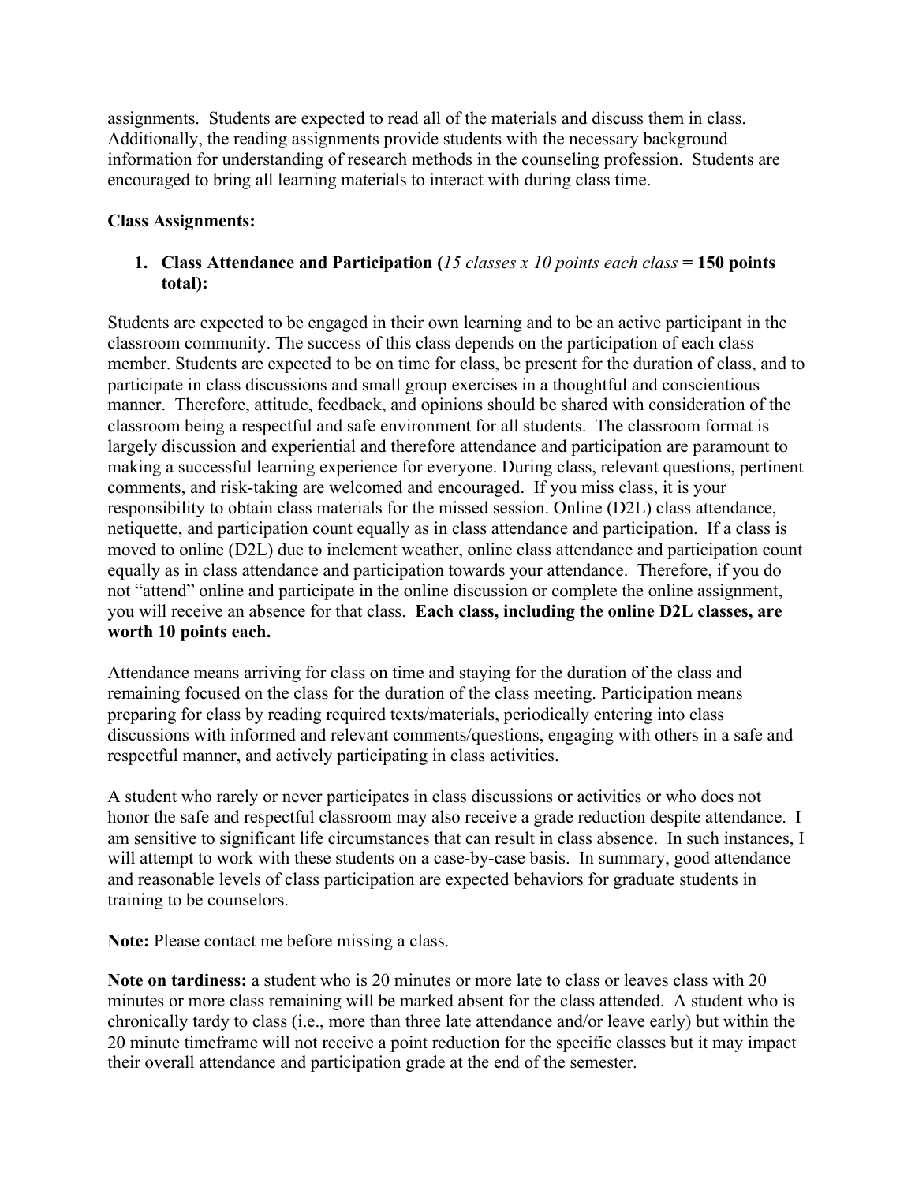assignments. Students are expected to read all of the materials and discuss them in class. Additionally, the reading assignments provide students with the necessary background information for understanding of research methods in the counseling profession. Students are encouraged to bring all learning materials to interact with during class time.

**Class Assignments:**

1. **Class Attendance and Participation (***15 classes x 10 points each class* **= 150 points total):**

Students are expected to be engaged in their own learning and to be an active participant in the classroom community. The success of this class depends on the participation of each class member. Students are expected to be on time for class, be present for the duration of class, and to participate in class discussions and small group exercises in a thoughtful and conscientious manner. Therefore, attitude, feedback, and opinions should be shared with consideration of the classroom being a respectful and safe environment for all students. The classroom format is largely discussion and experiential and therefore attendance and participation are paramount to making a successful learning experience for everyone. During class, relevant questions, pertinent comments, and risk-taking are welcomed and encouraged. If you miss class, it is your responsibility to obtain class materials for the missed session. Online (D2L) class attendance, netiquette, and participation count equally as in class attendance and participation. If a class is moved to online (D2L) due to inclement weather, online class attendance and participation count equally as in class attendance and participation towards your attendance. Therefore, if you do not "attend" online and participate in the online discussion or complete the online assignment, you will receive an absence for that class. **Each class, including the online D2L classes, are worth 10 points each.**

Attendance means arriving for class on time and staying for the duration of the class and remaining focused on the class for the duration of the class meeting. Participation means preparing for class by reading required texts/materials, periodically entering into class discussions with informed and relevant comments/questions, engaging with others in a safe and respectful manner, and actively participating in class activities.

A student who rarely or never participates in class discussions or activities or who does not honor the safe and respectful classroom may also receive a grade reduction despite attendance. I am sensitive to significant life circumstances that can result in class absence. In such instances, I will attempt to work with these students on a case-by-case basis. In summary, good attendance and reasonable levels of class participation are expected behaviors for graduate students in training to be counselors.

**Note:** Please contact me before missing a class.

**Note on tardiness:** a student who is 20 minutes or more late to class or leaves class with 20 minutes or more class remaining will be marked absent for the class attended. A student who is chronically tardy to class (i.e., more than three late attendance and/or leave early) but within the 20 minute timeframe will not receive a point reduction for the specific classes but it may impact their overall attendance and participation grade at the end of the semester.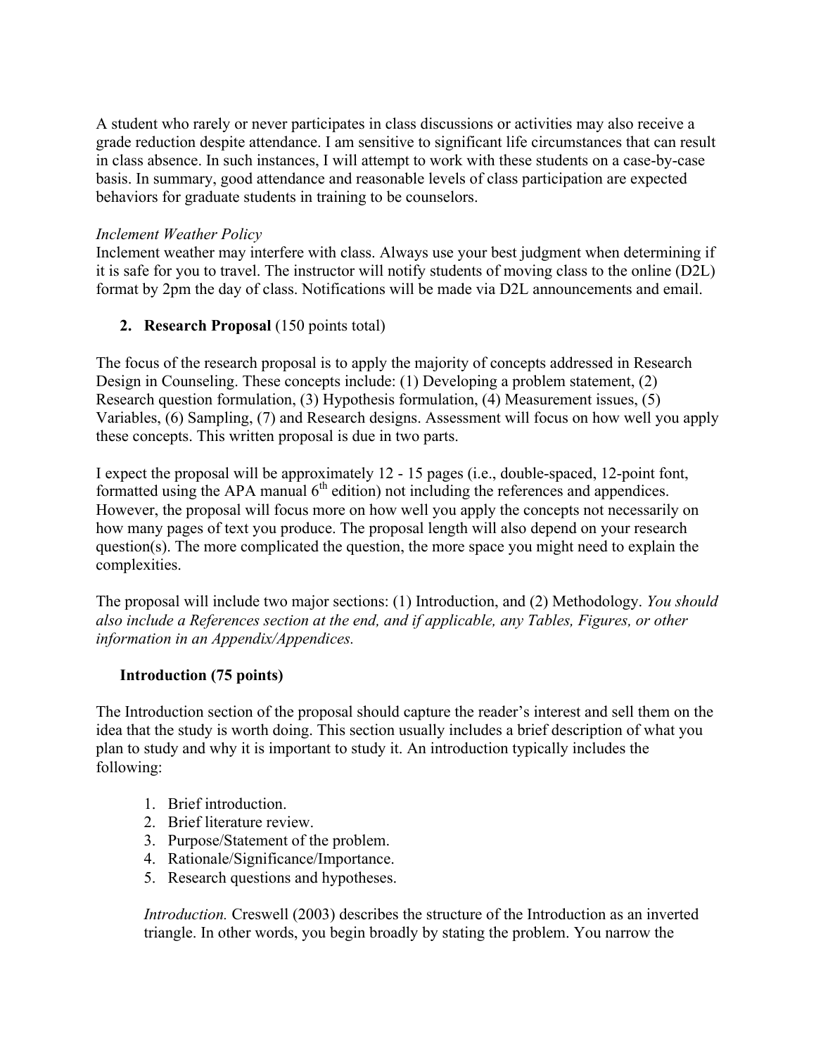A student who rarely or never participates in class discussions or activities may also receive a grade reduction despite attendance. I am sensitive to significant life circumstances that can result in class absence. In such instances, I will attempt to work with these students on a case-by-case basis. In summary, good attendance and reasonable levels of class participation are expected behaviors for graduate students in training to be counselors.

*Inclement Weather Policy*
Inclement weather may interfere with class. Always use your best judgment when determining if it is safe for you to travel. The instructor will notify students of moving class to the online (D2L) format by 2pm the day of class. Notifications will be made via D2L announcements and email.

2. **Research Proposal** (150 points total)

The focus of the research proposal is to apply the majority of concepts addressed in Research Design in Counseling. These concepts include: (1) Developing a problem statement, (2) Research question formulation, (3) Hypothesis formulation, (4) Measurement issues, (5) Variables, (6) Sampling, (7) and Research designs. Assessment will focus on how well you apply these concepts. This written proposal is due in two parts.

I expect the proposal will be approximately 12 - 15 pages (i.e., double-spaced, 12-point font, formatted using the APA manual 6th edition) not including the references and appendices. However, the proposal will focus more on how well you apply the concepts not necessarily on how many pages of text you produce. The proposal length will also depend on your research question(s). The more complicated the question, the more space you might need to explain the complexities.

The proposal will include two major sections: (1) Introduction, and (2) Methodology. *You should also include a References section at the end, and if applicable, any Tables, Figures, or other information in an Appendix/Appendices.*

**Introduction (75 points)**

The Introduction section of the proposal should capture the reader's interest and sell them on the idea that the study is worth doing. This section usually includes a brief description of what you plan to study and why it is important to study it. An introduction typically includes the following:

1. Brief introduction.
2. Brief literature review.
3. Purpose/Statement of the problem.
4. Rationale/Significance/Importance.
5. Research questions and hypotheses.

*Introduction.* Creswell (2003) describes the structure of the Introduction as an inverted triangle. In other words, you begin broadly by stating the problem. You narrow the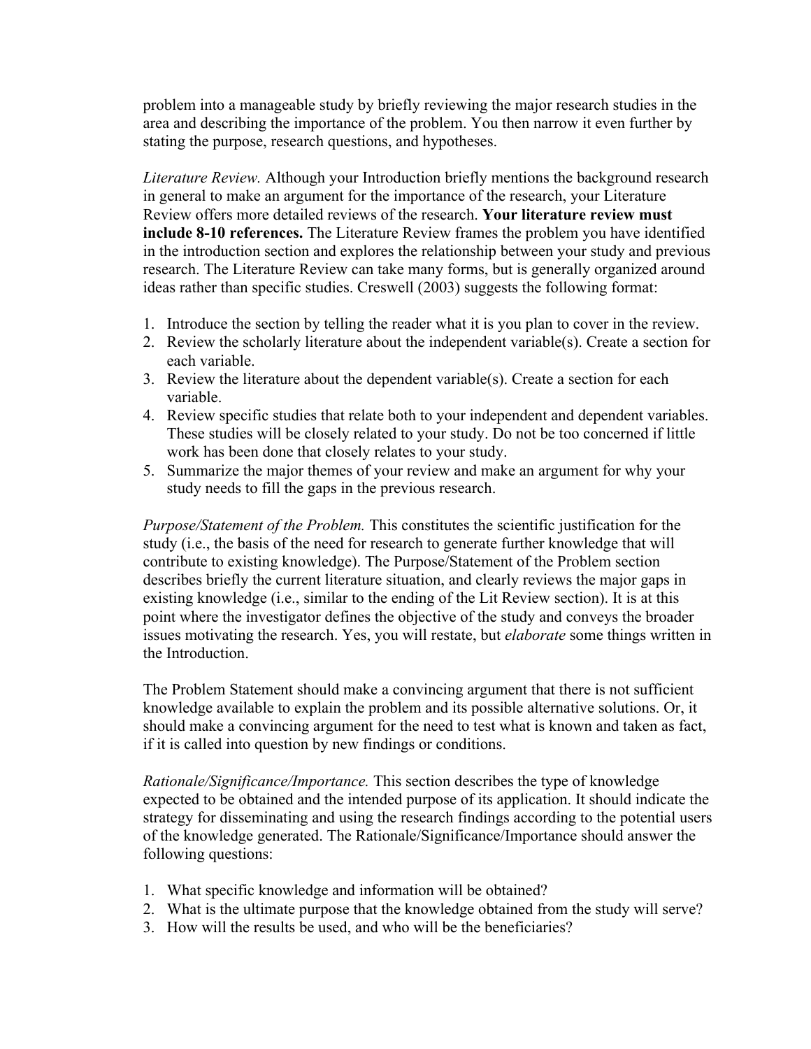problem into a manageable study by briefly reviewing the major research studies in the area and describing the importance of the problem. You then narrow it even further by stating the purpose, research questions, and hypotheses.

*Literature Review.* Although your Introduction briefly mentions the background research in general to make an argument for the importance of the research, your Literature Review offers more detailed reviews of the research. **Your literature review must include 8-10 references.** The Literature Review frames the problem you have identified in the introduction section and explores the relationship between your study and previous research. The Literature Review can take many forms, but is generally organized around ideas rather than specific studies. Creswell (2003) suggests the following format:

1. Introduce the section by telling the reader what it is you plan to cover in the review.
2. Review the scholarly literature about the independent variable(s). Create a section for each variable.
3. Review the literature about the dependent variable(s). Create a section for each variable.
4. Review specific studies that relate both to your independent and dependent variables. These studies will be closely related to your study. Do not be too concerned if little work has been done that closely relates to your study.
5. Summarize the major themes of your review and make an argument for why your study needs to fill the gaps in the previous research.

*Purpose/Statement of the Problem.* This constitutes the scientific justification for the study (i.e., the basis of the need for research to generate further knowledge that will contribute to existing knowledge). The Purpose/Statement of the Problem section describes briefly the current literature situation, and clearly reviews the major gaps in existing knowledge (i.e., similar to the ending of the Lit Review section). It is at this point where the investigator defines the objective of the study and conveys the broader issues motivating the research. Yes, you will restate, but *elaborate* some things written in the Introduction.

The Problem Statement should make a convincing argument that there is not sufficient knowledge available to explain the problem and its possible alternative solutions. Or, it should make a convincing argument for the need to test what is known and taken as fact, if it is called into question by new findings or conditions.

*Rationale/Significance/Importance.* This section describes the type of knowledge expected to be obtained and the intended purpose of its application. It should indicate the strategy for disseminating and using the research findings according to the potential users of the knowledge generated. The Rationale/Significance/Importance should answer the following questions:

1. What specific knowledge and information will be obtained?
2. What is the ultimate purpose that the knowledge obtained from the study will serve?
3. How will the results be used, and who will be the beneficiaries?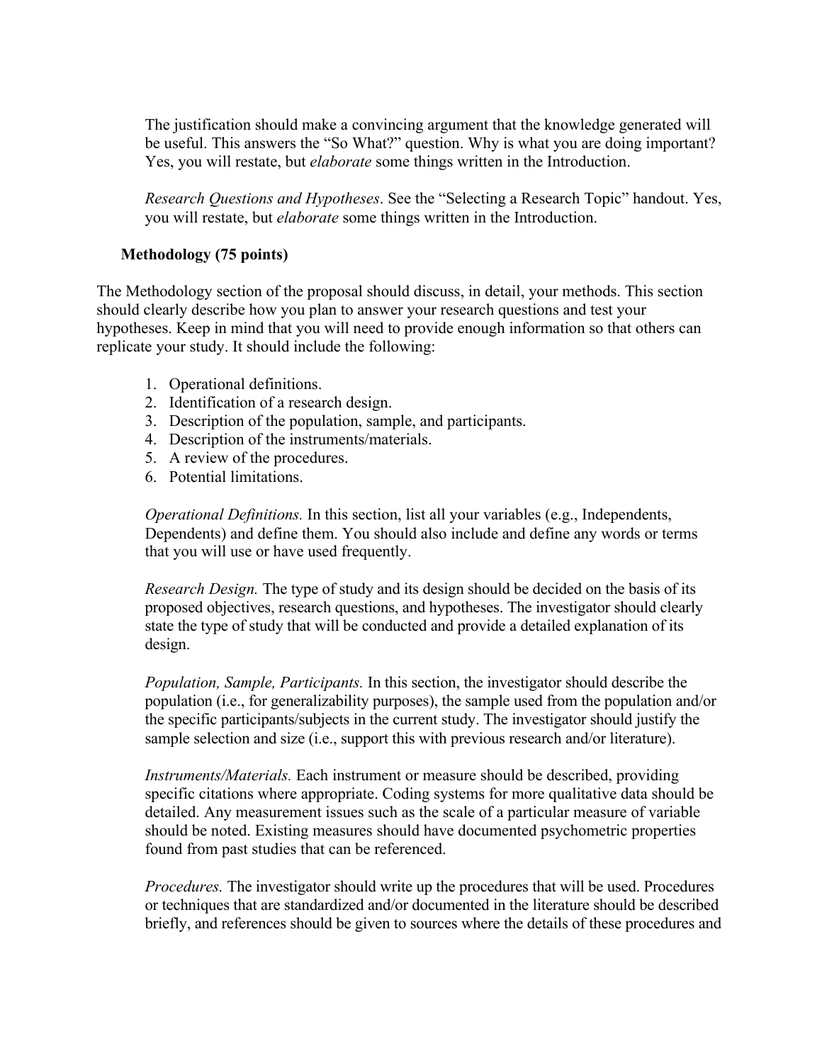The justification should make a convincing argument that the knowledge generated will be useful. This answers the "So What?" question. Why is what you are doing important? Yes, you will restate, but *elaborate* some things written in the Introduction.

*Research Questions and Hypotheses*. See the "Selecting a Research Topic" handout. Yes, you will restate, but *elaborate* some things written in the Introduction.

**Methodology (75 points)**

The Methodology section of the proposal should discuss, in detail, your methods. This section should clearly describe how you plan to answer your research questions and test your hypotheses. Keep in mind that you will need to provide enough information so that others can replicate your study. It should include the following:

1. Operational definitions.
2. Identification of a research design.
3. Description of the population, sample, and participants.
4. Description of the instruments/materials.
5. A review of the procedures.
6. Potential limitations.

*Operational Definitions.* In this section, list all your variables (e.g., Independents, Dependents) and define them. You should also include and define any words or terms that you will use or have used frequently.

*Research Design.* The type of study and its design should be decided on the basis of its proposed objectives, research questions, and hypotheses. The investigator should clearly state the type of study that will be conducted and provide a detailed explanation of its design.

*Population, Sample, Participants.* In this section, the investigator should describe the population (i.e., for generalizability purposes), the sample used from the population and/or the specific participants/subjects in the current study. The investigator should justify the sample selection and size (i.e., support this with previous research and/or literature).

*Instruments/Materials.* Each instrument or measure should be described, providing specific citations where appropriate. Coding systems for more qualitative data should be detailed. Any measurement issues such as the scale of a particular measure of variable should be noted. Existing measures should have documented psychometric properties found from past studies that can be referenced.

*Procedures.* The investigator should write up the procedures that will be used. Procedures or techniques that are standardized and/or documented in the literature should be described briefly, and references should be given to sources where the details of these procedures and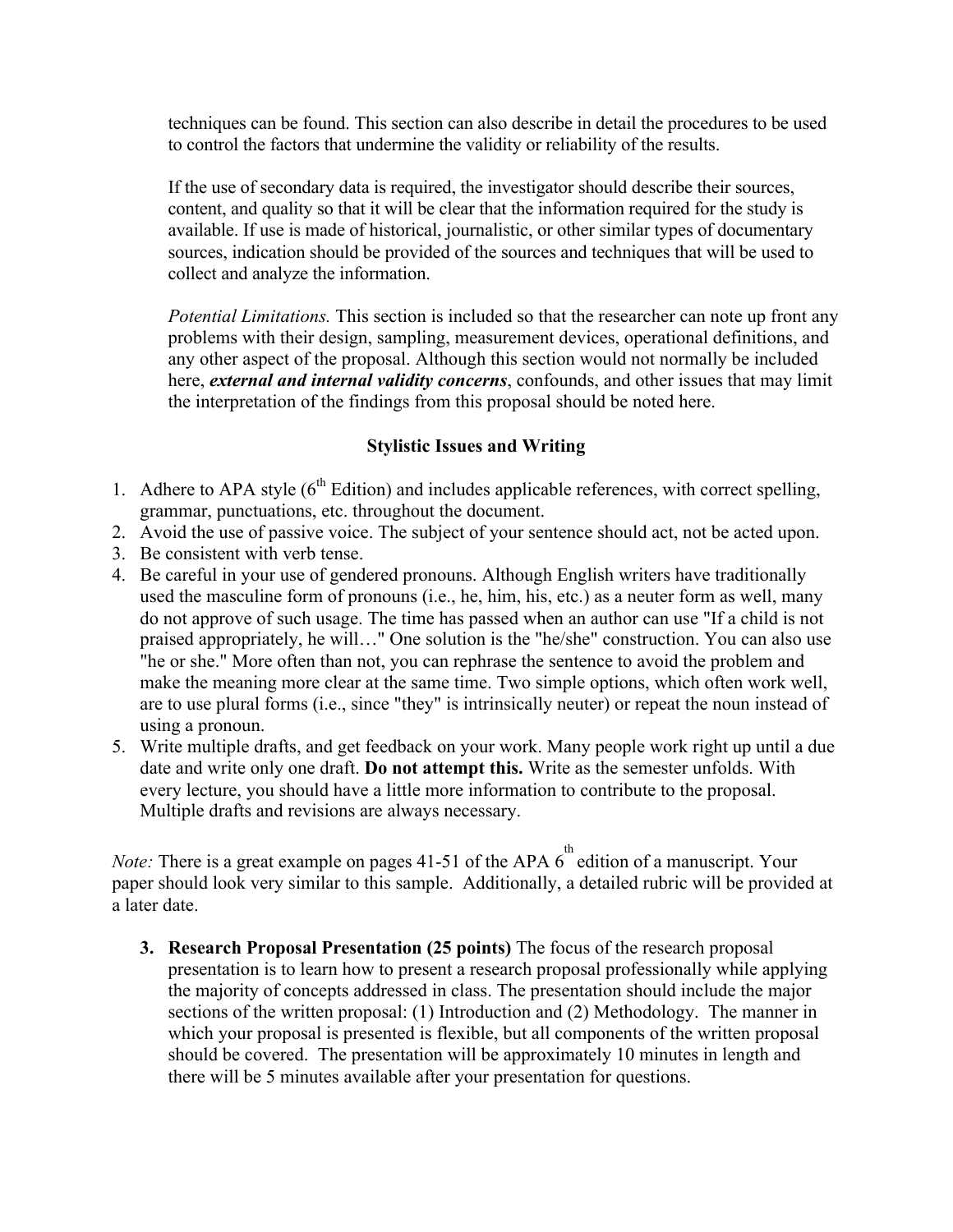techniques can be found. This section can also describe in detail the procedures to be used to control the factors that undermine the validity or reliability of the results.

If the use of secondary data is required, the investigator should describe their sources, content, and quality so that it will be clear that the information required for the study is available. If use is made of historical, journalistic, or other similar types of documentary sources, indication should be provided of the sources and techniques that will be used to collect and analyze the information.

*Potential Limitations.* This section is included so that the researcher can note up front any problems with their design, sampling, measurement devices, operational definitions, and any other aspect of the proposal. Although this section would not normally be included here, ***external and internal validity concerns***, confounds, and other issues that may limit the interpretation of the findings from this proposal should be noted here.

**Stylistic Issues and Writing**

1. Adhere to APA style (6th Edition) and includes applicable references, with correct spelling, grammar, punctuations, etc. throughout the document.
2. Avoid the use of passive voice. The subject of your sentence should act, not be acted upon.
3. Be consistent with verb tense.
4. Be careful in your use of gendered pronouns. Although English writers have traditionally used the masculine form of pronouns (i.e., he, him, his, etc.) as a neuter form as well, many do not approve of such usage. The time has passed when an author can use "If a child is not praised appropriately, he will…" One solution is the "he/she" construction. You can also use "he or she." More often than not, you can rephrase the sentence to avoid the problem and make the meaning more clear at the same time. Two simple options, which often work well, are to use plural forms (i.e., since "they" is intrinsically neuter) or repeat the noun instead of using a pronoun.
5. Write multiple drafts, and get feedback on your work. Many people work right up until a due date and write only one draft. **Do not attempt this.** Write as the semester unfolds. With every lecture, you should have a little more information to contribute to the proposal. Multiple drafts and revisions are always necessary.

*Note:* There is a great example on pages 41-51 of the APA 6th edition of a manuscript. Your paper should look very similar to this sample. Additionally, a detailed rubric will be provided at a later date.

3. **Research Proposal Presentation (25 points)** The focus of the research proposal presentation is to learn how to present a research proposal professionally while applying the majority of concepts addressed in class. The presentation should include the major sections of the written proposal: (1) Introduction and (2) Methodology. The manner in which your proposal is presented is flexible, but all components of the written proposal should be covered. The presentation will be approximately 10 minutes in length and there will be 5 minutes available after your presentation for questions.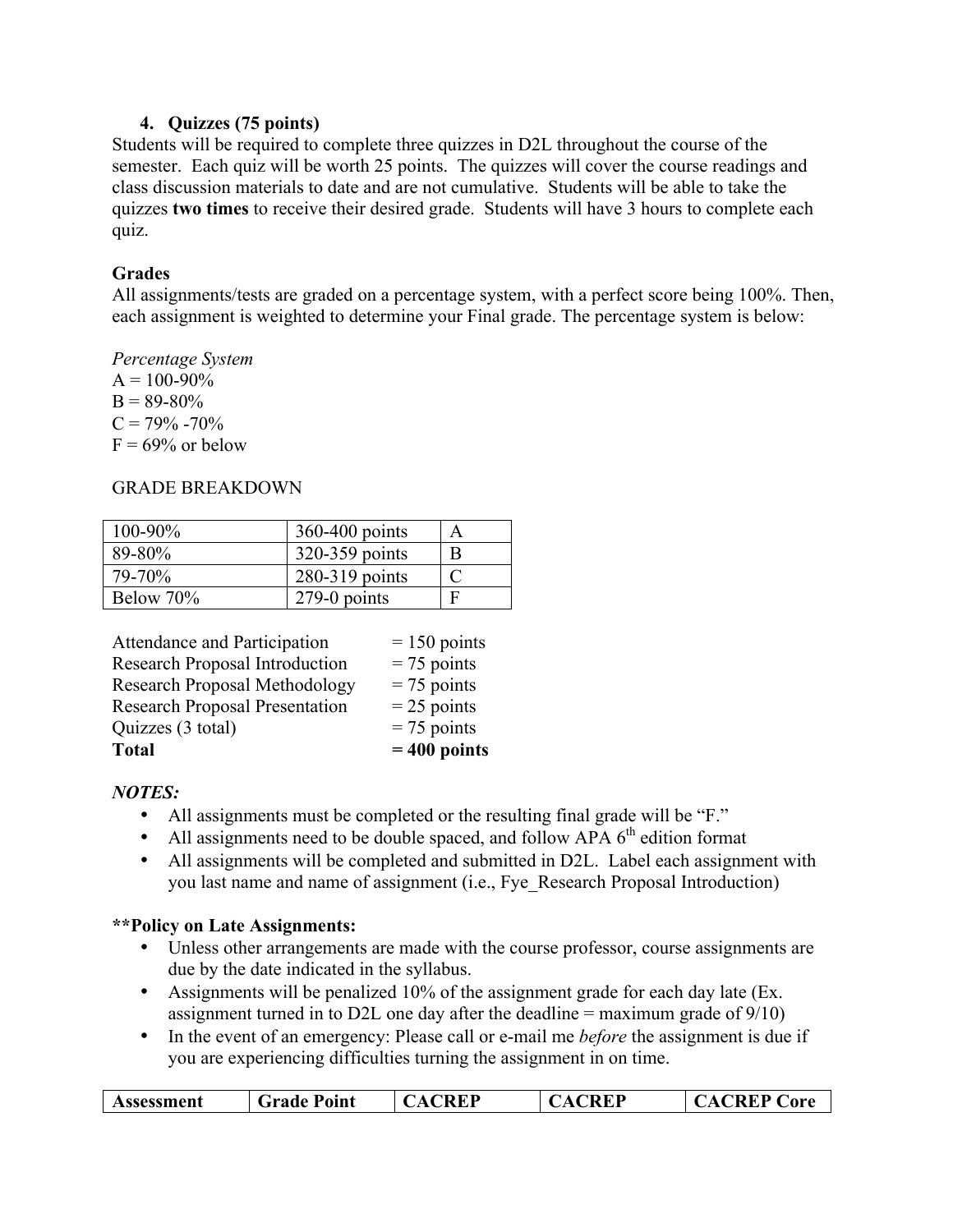### 4. Quizzes (75 points)

Students will be required to complete three quizzes in D2L throughout the course of the semester. Each quiz will be worth 25 points. The quizzes will cover the course readings and class discussion materials to date and are not cumulative. Students will be able to take the quizzes **two times** to receive their desired grade. Students will have 3 hours to complete each quiz.

**Grades**

All assignments/tests are graded on a percentage system, with a perfect score being 100%. Then, each assignment is weighted to determine your Final grade. The percentage system is below:

*Percentage System*

A = 100-90%
B = 89-80%
C = 79% -70%
F = 69% or below

GRADE BREAKDOWN

| | | |
|---|---|---|
| 100-90% | 360-400 points | A |
| 89-80% | 320-359 points | B |
| 79-70% | 280-319 points | C |
| Below 70% | 279-0 points | F |

| | |
|---|---|
| Attendance and Participation | = 150 points |
| Research Proposal Introduction | = 75 points |
| Research Proposal Methodology | = 75 points |
| Research Proposal Presentation | = 25 points |
| Quizzes (3 total) | = 75 points |
| **Total** | **= 400 points** |

***NOTES:***

- All assignments must be completed or the resulting final grade will be "F."
- All assignments need to be double spaced, and follow APA 6th edition format
- All assignments will be completed and submitted in D2L. Label each assignment with you last name and name of assignment (i.e., Fye_Research Proposal Introduction)

****Policy on Late Assignments:**

- Unless other arrangements are made with the course professor, course assignments are due by the date indicated in the syllabus.
- Assignments will be penalized 10% of the assignment grade for each day late (Ex. assignment turned in to D2L one day after the deadline = maximum grade of 9/10)
- In the event of an emergency: Please call or e-mail me *before* the assignment is due if you are experiencing difficulties turning the assignment in on time.

| Assessment | Grade Point | CACREP | CACREP | CACREP Core |
|---|---|---|---|---|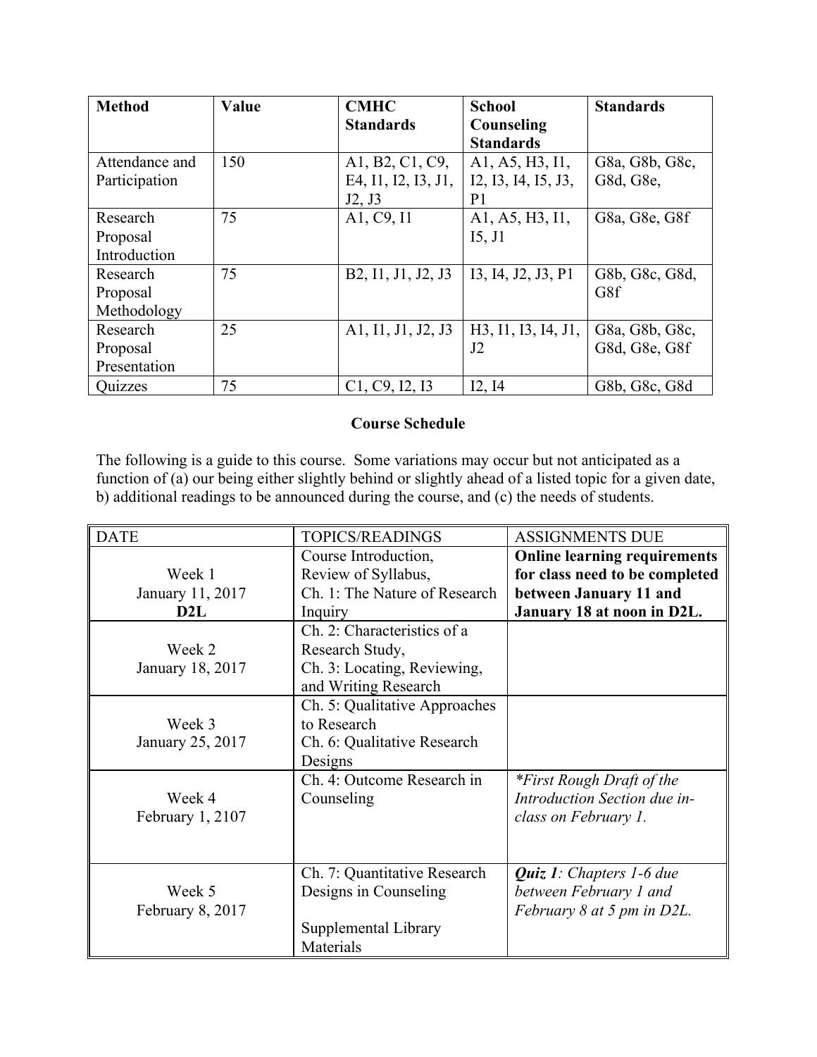| Method | Value | CMHC Standards | School Counseling Standards | Standards |
|---|---|---|---|---|
| Attendance and Participation | 150 | A1, B2, C1, C9, E4, I1, I2, I3, J1, J2, J3 | A1, A5, H3, I1, I2, I3, I4, I5, J3, P1 | G8a, G8b, G8c, G8d, G8e, |
| Research Proposal Introduction | 75 | A1, C9, I1 | A1, A5, H3, I1, I5, J1 | G8a, G8e, G8f |
| Research Proposal Methodology | 75 | B2, I1, J1, J2, J3 | I3, I4, J2, J3, P1 | G8b, G8c, G8d, G8f |
| Research Proposal Presentation | 25 | A1, I1, J1, J2, J3 | H3, I1, I3, I4, J1, J2 | G8a, G8b, G8c, G8d, G8e, G8f |
| Quizzes | 75 | C1, C9, I2, I3 | I2, I4 | G8b, G8c, G8d |

**Course Schedule**

The following is a guide to this course. Some variations may occur but not anticipated as a function of (a) our being either slightly behind or slightly ahead of a listed topic for a given date, b) additional readings to be announced during the course, and (c) the needs of students.

| DATE | TOPICS/READINGS | ASSIGNMENTS DUE |
|---|---|---|
| Week 1<br>January 11, 2017<br>**D2L** | Course Introduction,<br>Review of Syllabus,<br>Ch. 1: The Nature of Research Inquiry | **Online learning requirements for class need to be completed between January 11 and January 18 at noon in D2L.** |
| Week 2<br>January 18, 2017 | Ch. 2: Characteristics of a Research Study,<br>Ch. 3: Locating, Reviewing, and Writing Research | |
| Week 3<br>January 25, 2017 | Ch. 5: Qualitative Approaches to Research<br>Ch. 6: Qualitative Research Designs | |
| Week 4<br>February 1, 2107 | Ch. 4: Outcome Research in Counseling | *\*First Rough Draft of the Introduction Section due in-class on February 1.* |
| Week 5<br>February 8, 2017 | Ch. 7: Quantitative Research Designs in Counseling<br><br>Supplemental Library Materials | ***Quiz 1**: Chapters 1-6 due between February 1 and February 8 at 5 pm in D2L.* |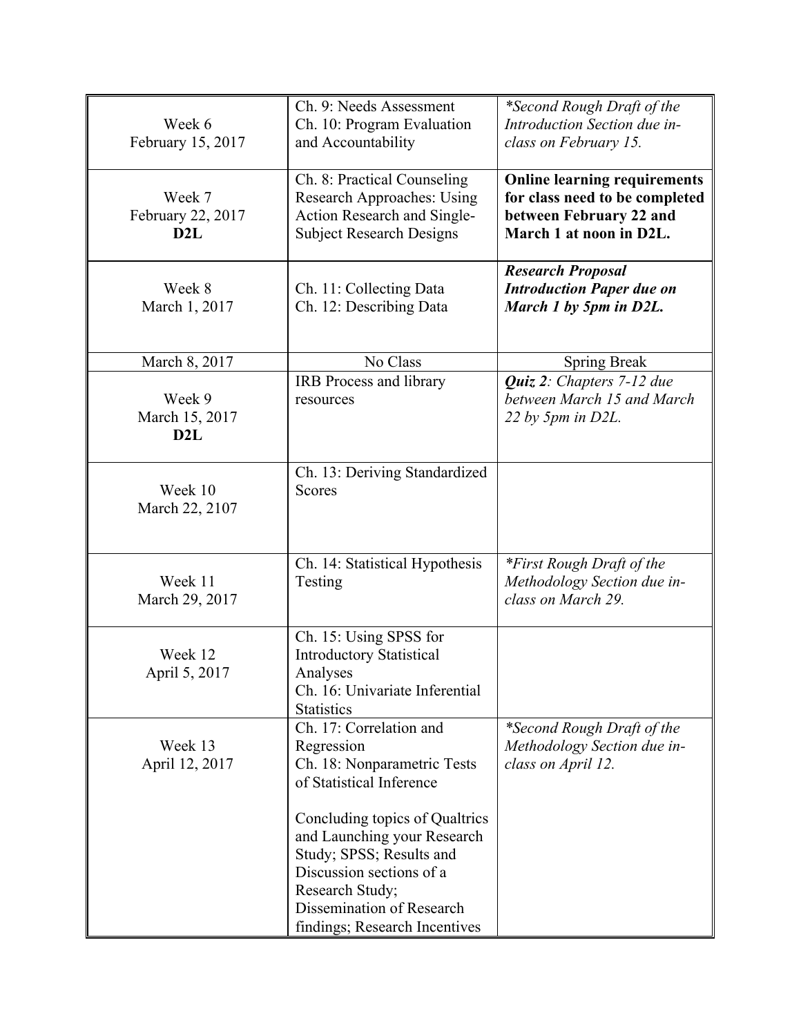| | | |
|---|---|---|
| Week 6<br>February 15, 2017 | Ch. 9: Needs Assessment<br>Ch. 10: Program Evaluation and Accountability | **Second Rough Draft of the Introduction Section due in-class on February 15.* |
| Week 7<br>February 22, 2017<br>**D2L** | Ch. 8: Practical Counseling Research Approaches: Using Action Research and Single-Subject Research Designs | **Online learning requirements for class need to be completed between February 22 and March 1 at noon in D2L.** |
| Week 8<br>March 1, 2017 | Ch. 11: Collecting Data<br>Ch. 12: Describing Data | ***Research Proposal Introduction Paper due on March 1 by 5pm in D2L.*** |
| March 8, 2017 | No Class | Spring Break |
| Week 9<br>March 15, 2017<br>**D2L** | IRB Process and library resources | ***Quiz 2**: Chapters 7-12 due between March 15 and March 22 by 5pm in D2L.* |
| Week 10<br>March 22, 2107 | Ch. 13: Deriving Standardized Scores | |
| Week 11<br>March 29, 2017 | Ch. 14: Statistical Hypothesis Testing | **First Rough Draft of the Methodology Section due in-class on March 29.* |
| Week 12<br>April 5, 2017 | Ch. 15: Using SPSS for Introductory Statistical Analyses<br>Ch. 16: Univariate Inferential Statistics | |
| Week 13<br>April 12, 2017 | Ch. 17: Correlation and Regression<br>Ch. 18: Nonparametric Tests of Statistical Inference<br><br>Concluding topics of Qualtrics and Launching your Research Study; SPSS; Results and Discussion sections of a Research Study; Dissemination of Research findings; Research Incentives | **Second Rough Draft of the Methodology Section due in-class on April 12.* |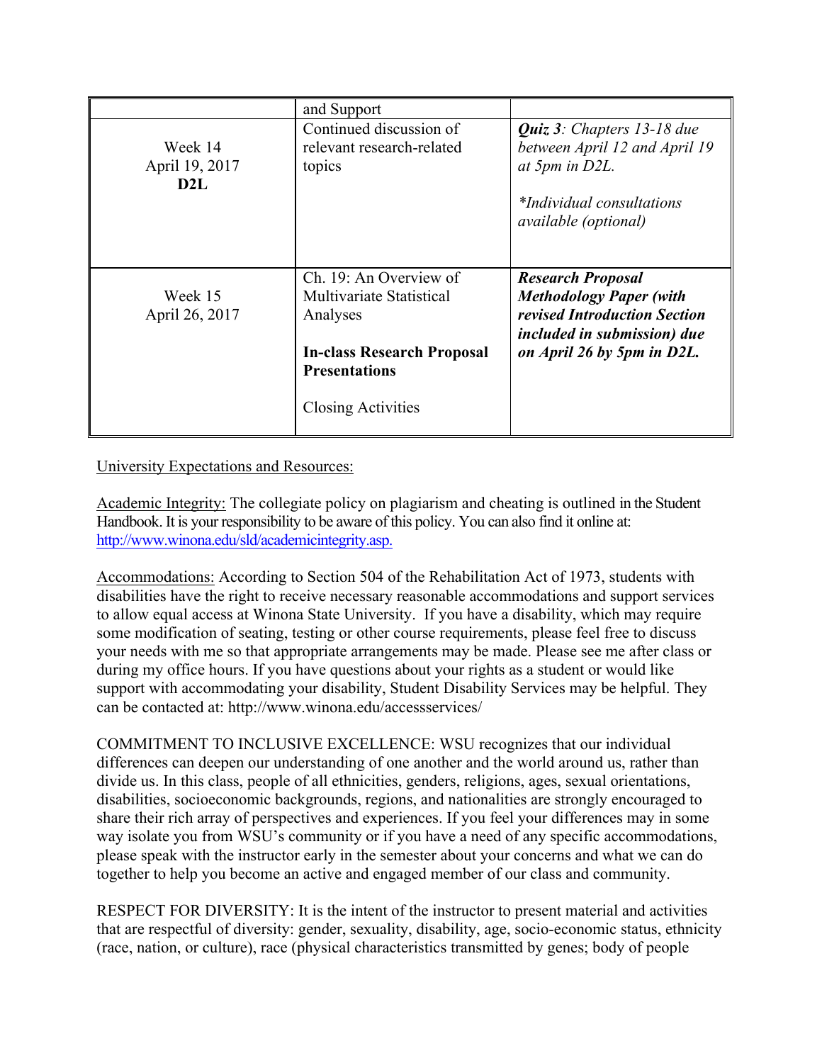| | | |
|---|---|---|
| | and Support | |
| Week 14<br>April 19, 2017<br>**D2L** | Continued discussion of relevant research-related topics | ***Quiz 3****: Chapters 13-18 due between April 12 and April 19 at 5pm in D2L.*<br><br>*\*Individual consultations available (optional)* |
| Week 15<br>April 26, 2017 | Ch. 19: An Overview of Multivariate Statistical Analyses<br><br>**In-class Research Proposal Presentations**<br><br>Closing Activities | ***Research Proposal Methodology Paper (with revised Introduction Section included in submission) due on April 26 by 5pm in D2L.*** |

University Expectations and Resources:

Academic Integrity: The collegiate policy on plagiarism and cheating is outlined in the Student Handbook. It is your responsibility to be aware of this policy. You can also find it online at: http://www.winona.edu/sld/academicintegrity.asp.

Accommodations: According to Section 504 of the Rehabilitation Act of 1973, students with disabilities have the right to receive necessary reasonable accommodations and support services to allow equal access at Winona State University. If you have a disability, which may require some modification of seating, testing or other course requirements, please feel free to discuss your needs with me so that appropriate arrangements may be made. Please see me after class or during my office hours. If you have questions about your rights as a student or would like support with accommodating your disability, Student Disability Services may be helpful. They can be contacted at: http://www.winona.edu/accessservices/

COMMITMENT TO INCLUSIVE EXCELLENCE: WSU recognizes that our individual differences can deepen our understanding of one another and the world around us, rather than divide us. In this class, people of all ethnicities, genders, religions, ages, sexual orientations, disabilities, socioeconomic backgrounds, regions, and nationalities are strongly encouraged to share their rich array of perspectives and experiences. If you feel your differences may in some way isolate you from WSU's community or if you have a need of any specific accommodations, please speak with the instructor early in the semester about your concerns and what we can do together to help you become an active and engaged member of our class and community.

RESPECT FOR DIVERSITY: It is the intent of the instructor to present material and activities that are respectful of diversity: gender, sexuality, disability, age, socio-economic status, ethnicity (race, nation, or culture), race (physical characteristics transmitted by genes; body of people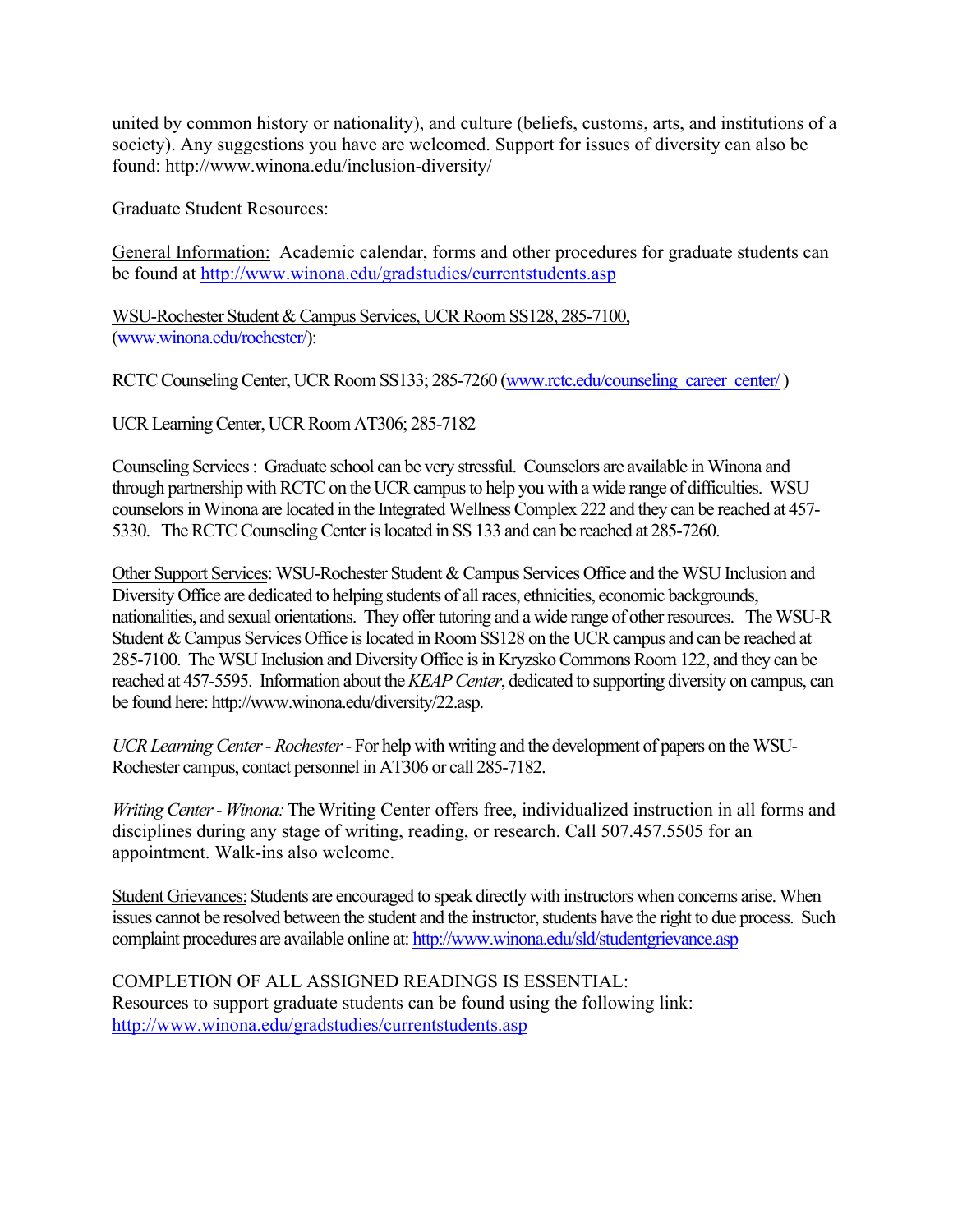united by common history or nationality), and culture (beliefs, customs, arts, and institutions of a society). Any suggestions you have are welcomed. Support for issues of diversity can also be found: http://www.winona.edu/inclusion-diversity/

Graduate Student Resources:

General Information: Academic calendar, forms and other procedures for graduate students can be found at http://www.winona.edu/gradstudies/currentstudents.asp

WSU-Rochester Student & Campus Services, UCR Room SS128, 285-7100, (www.winona.edu/rochester/):

RCTC Counseling Center, UCR Room SS133; 285-7260 (www.rctc.edu/counseling_career_center/ )

UCR Learning Center, UCR Room AT306; 285-7182

Counseling Services : Graduate school can be very stressful. Counselors are available in Winona and through partnership with RCTC on the UCR campus to help you with a wide range of difficulties. WSU counselors in Winona are located in the Integrated Wellness Complex 222 and they can be reached at 457-5330. The RCTC Counseling Center is located in SS 133 and can be reached at 285-7260.

Other Support Services: WSU-Rochester Student & Campus Services Office and the WSU Inclusion and Diversity Office are dedicated to helping students of all races, ethnicities, economic backgrounds, nationalities, and sexual orientations. They offer tutoring and a wide range of other resources. The WSU-R Student & Campus Services Office is located in Room SS128 on the UCR campus and can be reached at 285-7100. The WSU Inclusion and Diversity Office is in Kryzsko Commons Room 122, and they can be reached at 457-5595. Information about the *KEAP Center*, dedicated to supporting diversity on campus, can be found here: http://www.winona.edu/diversity/22.asp.

*UCR Learning Center - Rochester* - For help with writing and the development of papers on the WSU-Rochester campus, contact personnel in AT306 or call 285-7182.

*Writing Center - Winona:* The Writing Center offers free, individualized instruction in all forms and disciplines during any stage of writing, reading, or research. Call 507.457.5505 for an appointment. Walk-ins also welcome.

Student Grievances: Students are encouraged to speak directly with instructors when concerns arise. When issues cannot be resolved between the student and the instructor, students have the right to due process. Such complaint procedures are available online at: http://www.winona.edu/sld/studentgrievance.asp

COMPLETION OF ALL ASSIGNED READINGS IS ESSENTIAL:
Resources to support graduate students can be found using the following link:
http://www.winona.edu/gradstudies/currentstudents.asp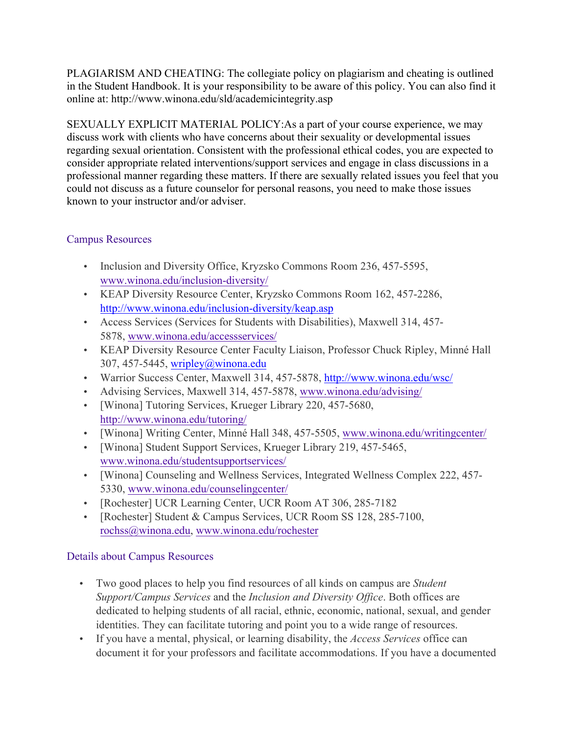PLAGIARISM AND CHEATING: The collegiate policy on plagiarism and cheating is outlined in the Student Handbook. It is your responsibility to be aware of this policy. You can also find it online at: http://www.winona.edu/sld/academicintegrity.asp

SEXUALLY EXPLICIT MATERIAL POLICY:As a part of your course experience, we may discuss work with clients who have concerns about their sexuality or developmental issues regarding sexual orientation. Consistent with the professional ethical codes, you are expected to consider appropriate related interventions/support services and engage in class discussions in a professional manner regarding these matters. If there are sexually related issues you feel that you could not discuss as a future counselor for personal reasons, you need to make those issues known to your instructor and/or adviser.

## Campus Resources

- Inclusion and Diversity Office, Kryzsko Commons Room 236, 457-5595, www.winona.edu/inclusion-diversity/
- KEAP Diversity Resource Center, Kryzsko Commons Room 162, 457-2286, http://www.winona.edu/inclusion-diversity/keap.asp
- Access Services (Services for Students with Disabilities), Maxwell 314, 457-5878, www.winona.edu/accessservices/
- KEAP Diversity Resource Center Faculty Liaison, Professor Chuck Ripley, Minné Hall 307, 457-5445, wripley@winona.edu
- Warrior Success Center, Maxwell 314, 457-5878, http://www.winona.edu/wsc/
- Advising Services, Maxwell 314, 457-5878, www.winona.edu/advising/
- [Winona] Tutoring Services, Krueger Library 220, 457-5680, http://www.winona.edu/tutoring/
- [Winona] Writing Center, Minné Hall 348, 457-5505, www.winona.edu/writingcenter/
- [Winona] Student Support Services, Krueger Library 219, 457-5465, www.winona.edu/studentsupportservices/
- [Winona] Counseling and Wellness Services, Integrated Wellness Complex 222, 457-5330, www.winona.edu/counselingcenter/
- [Rochester] UCR Learning Center, UCR Room AT 306, 285-7182
- [Rochester] Student & Campus Services, UCR Room SS 128, 285-7100, rochss@winona.edu, www.winona.edu/rochester

## Details about Campus Resources

- Two good places to help you find resources of all kinds on campus are *Student Support/Campus Services* and the *Inclusion and Diversity Office*. Both offices are dedicated to helping students of all racial, ethnic, economic, national, sexual, and gender identities. They can facilitate tutoring and point you to a wide range of resources.
- If you have a mental, physical, or learning disability, the *Access Services* office can document it for your professors and facilitate accommodations. If you have a documented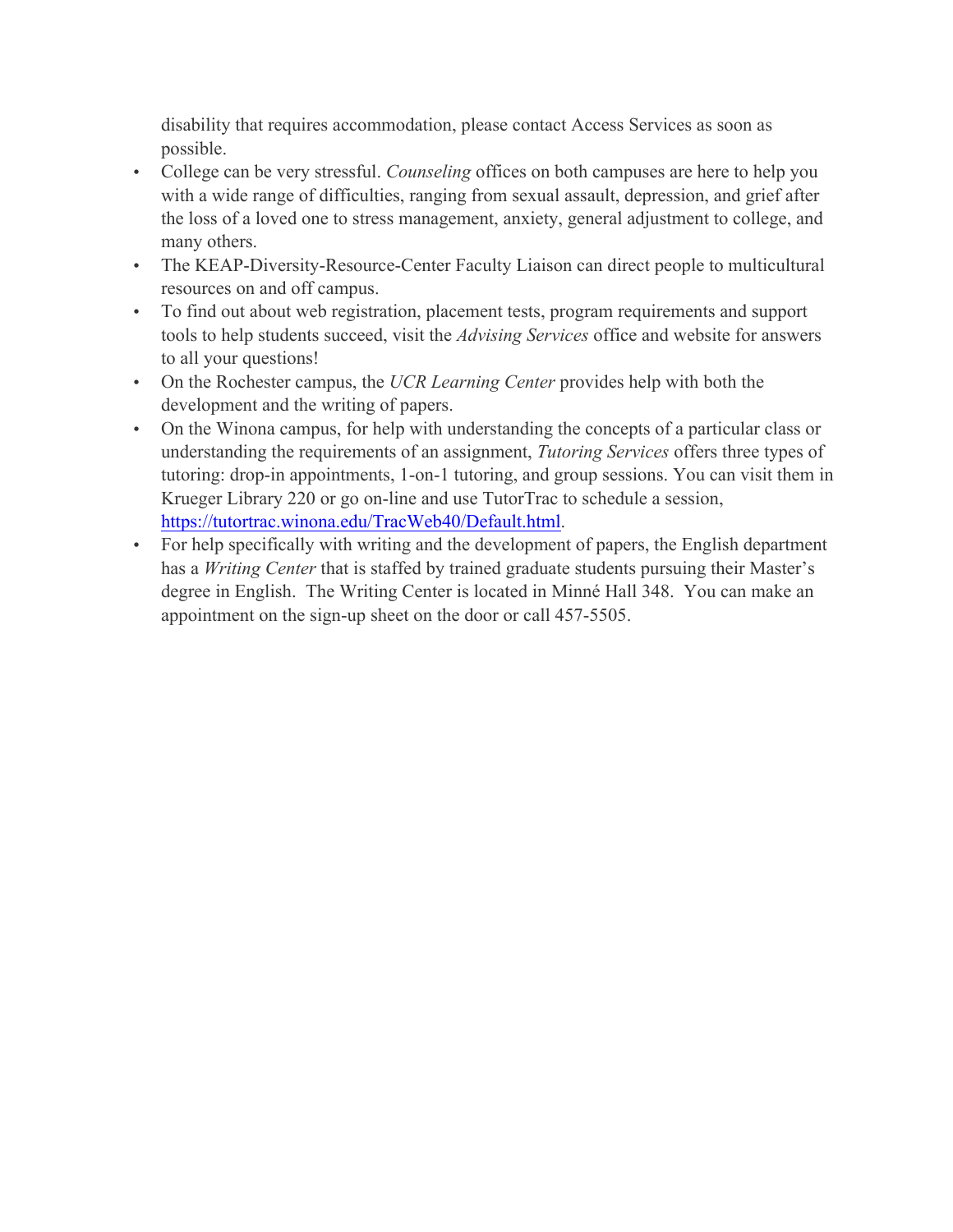disability that requires accommodation, please contact Access Services as soon as possible.

- College can be very stressful. *Counseling* offices on both campuses are here to help you with a wide range of difficulties, ranging from sexual assault, depression, and grief after the loss of a loved one to stress management, anxiety, general adjustment to college, and many others.
- The KEAP-Diversity-Resource-Center Faculty Liaison can direct people to multicultural resources on and off campus.
- To find out about web registration, placement tests, program requirements and support tools to help students succeed, visit the *Advising Services* office and website for answers to all your questions!
- On the Rochester campus, the *UCR Learning Center* provides help with both the development and the writing of papers.
- On the Winona campus, for help with understanding the concepts of a particular class or understanding the requirements of an assignment, *Tutoring Services* offers three types of tutoring: drop-in appointments, 1-on-1 tutoring, and group sessions. You can visit them in Krueger Library 220 or go on-line and use TutorTrac to schedule a session, [https://tutortrac.winona.edu/TracWeb40/Default.html](https://tutortrac.winona.edu/TracWeb40/Default.html).
- For help specifically with writing and the development of papers, the English department has a *Writing Center* that is staffed by trained graduate students pursuing their Master's degree in English. The Writing Center is located in Minné Hall 348. You can make an appointment on the sign-up sheet on the door or call 457-5505.